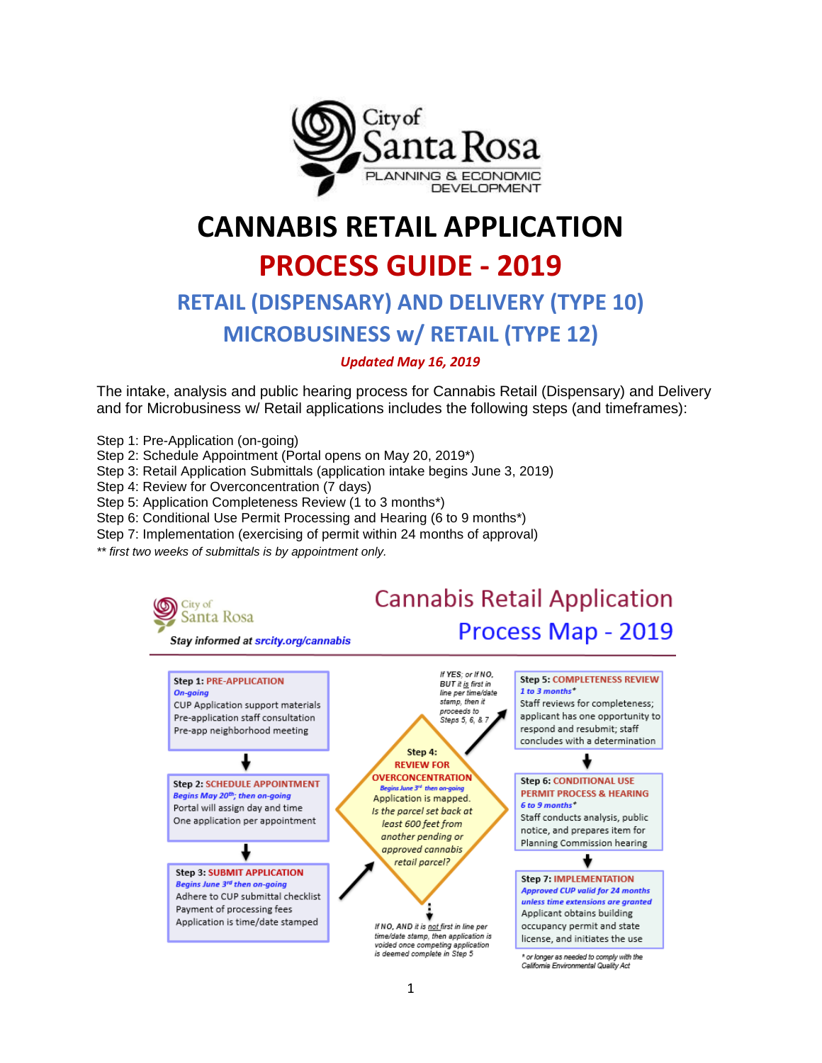City of Santa Rosa
PLANNING & ECONOMIC DEVELOPMENT

# CANNABIS RETAIL APPLICATION

# PROCESS GUIDE - 2019

## RETAIL (DISPENSARY) AND DELIVERY (TYPE 10)

## MICROBUSINESS w/ RETAIL (TYPE 12)

***Updated May 16, 2019***

The intake, analysis and public hearing process for Cannabis Retail (Dispensary) and Delivery and for Microbusiness w/ Retail applications includes the following steps (and timeframes):

Step 1: Pre-Application (on-going)
Step 2: Schedule Appointment (Portal opens on May 20, 2019*)
Step 3: Retail Application Submittals (application intake begins June 3, 2019)
Step 4: Review for Overconcentration (7 days)
Step 5: Application Completeness Review (1 to 3 months*)
Step 6: Conditional Use Permit Processing and Hearing (6 to 9 months*)
Step 7: Implementation (exercising of permit within 24 months of approval)
*\*\* first two weeks of submittals is by appointment only.*

City of Santa Rosa

## Cannabis Retail Application Process Map - 2019

***Stay informed at srcity.org/cannabis***

**Step 1: PRE-APPLICATION**
*On-going*
CUP Application support materials
Pre-application staff consultation
Pre-app neighborhood meeting

↓

**Step 2: SCHEDULE APPOINTMENT**
*Begins May 20th; then on-going*
Portal will assign day and time
One application per appointment

↓

**Step 3: SUBMIT APPLICATION**
*Begins June 3rd then on-going*
Adhere to CUP submittal checklist
Payment of processing fees
Application is time/date stamped

↗

**Step 4: REVIEW FOR OVERCONCENTRATION**
*Begins June 3rd then on-going*
Application is mapped.
*Is the parcel set back at least 600 feet from another pending or approved cannabis retail parcel?*

*If YES; or If NO, BUT it is first in line per time/date stamp, then it proceeds to Steps 5, 6, & 7* ↗

*If NO, AND it is not first in line per time/date stamp, then application is voided once competing application is deemed complete in Step 5*

**Step 5: COMPLETENESS REVIEW**
*1 to 3 months\**
Staff reviews for completeness; applicant has one opportunity to respond and resubmit; staff concludes with a determination

↓

**Step 6: CONDITIONAL USE PERMIT PROCESS & HEARING**
*6 to 9 months\**
Staff conducts analysis, public notice, and prepares item for Planning Commission hearing

↓

**Step 7: IMPLEMENTATION**
*Approved CUP valid for 24 months unless time extensions are granted*
Applicant obtains building occupancy permit and state license, and initiates the use

*\* or longer as needed to comply with the California Environmental Quality Act*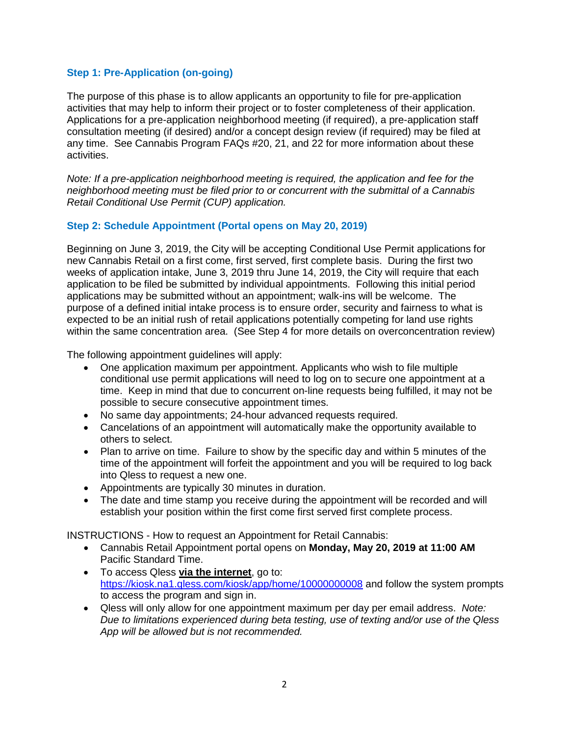### Step 1: Pre-Application (on-going)

The purpose of this phase is to allow applicants an opportunity to file for pre-application activities that may help to inform their project or to foster completeness of their application. Applications for a pre-application neighborhood meeting (if required), a pre-application staff consultation meeting (if desired) and/or a concept design review (if required) may be filed at any time. See Cannabis Program FAQs #20, 21, and 22 for more information about these activities.

*Note: If a pre-application neighborhood meeting is required, the application and fee for the neighborhood meeting must be filed prior to or concurrent with the submittal of a Cannabis Retail Conditional Use Permit (CUP) application.*

### Step 2: Schedule Appointment (Portal opens on May 20, 2019)

Beginning on June 3, 2019, the City will be accepting Conditional Use Permit applications for new Cannabis Retail on a first come, first served, first complete basis. During the first two weeks of application intake, June 3, 2019 thru June 14, 2019, the City will require that each application to be filed be submitted by individual appointments. Following this initial period applications may be submitted without an appointment; walk-ins will be welcome. The purpose of a defined initial intake process is to ensure order, security and fairness to what is expected to be an initial rush of retail applications potentially competing for land use rights within the same concentration area. (See Step 4 for more details on overconcentration review)

The following appointment guidelines will apply:

- One application maximum per appointment. Applicants who wish to file multiple conditional use permit applications will need to log on to secure one appointment at a time. Keep in mind that due to concurrent on-line requests being fulfilled, it may not be possible to secure consecutive appointment times.
- No same day appointments; 24-hour advanced requests required.
- Cancelations of an appointment will automatically make the opportunity available to others to select.
- Plan to arrive on time. Failure to show by the specific day and within 5 minutes of the time of the appointment will forfeit the appointment and you will be required to log back into Qless to request a new one.
- Appointments are typically 30 minutes in duration.
- The date and time stamp you receive during the appointment will be recorded and will establish your position within the first come first served first complete process.

INSTRUCTIONS - How to request an Appointment for Retail Cannabis:

- Cannabis Retail Appointment portal opens on **Monday, May 20, 2019 at 11:00 AM** Pacific Standard Time.
- To access Qless **via the internet**, go to: https://kiosk.na1.qless.com/kiosk/app/home/10000000008 and follow the system prompts to access the program and sign in.
- Qless will only allow for one appointment maximum per day per email address. *Note: Due to limitations experienced during beta testing, use of texting and/or use of the Qless App will be allowed but is not recommended.*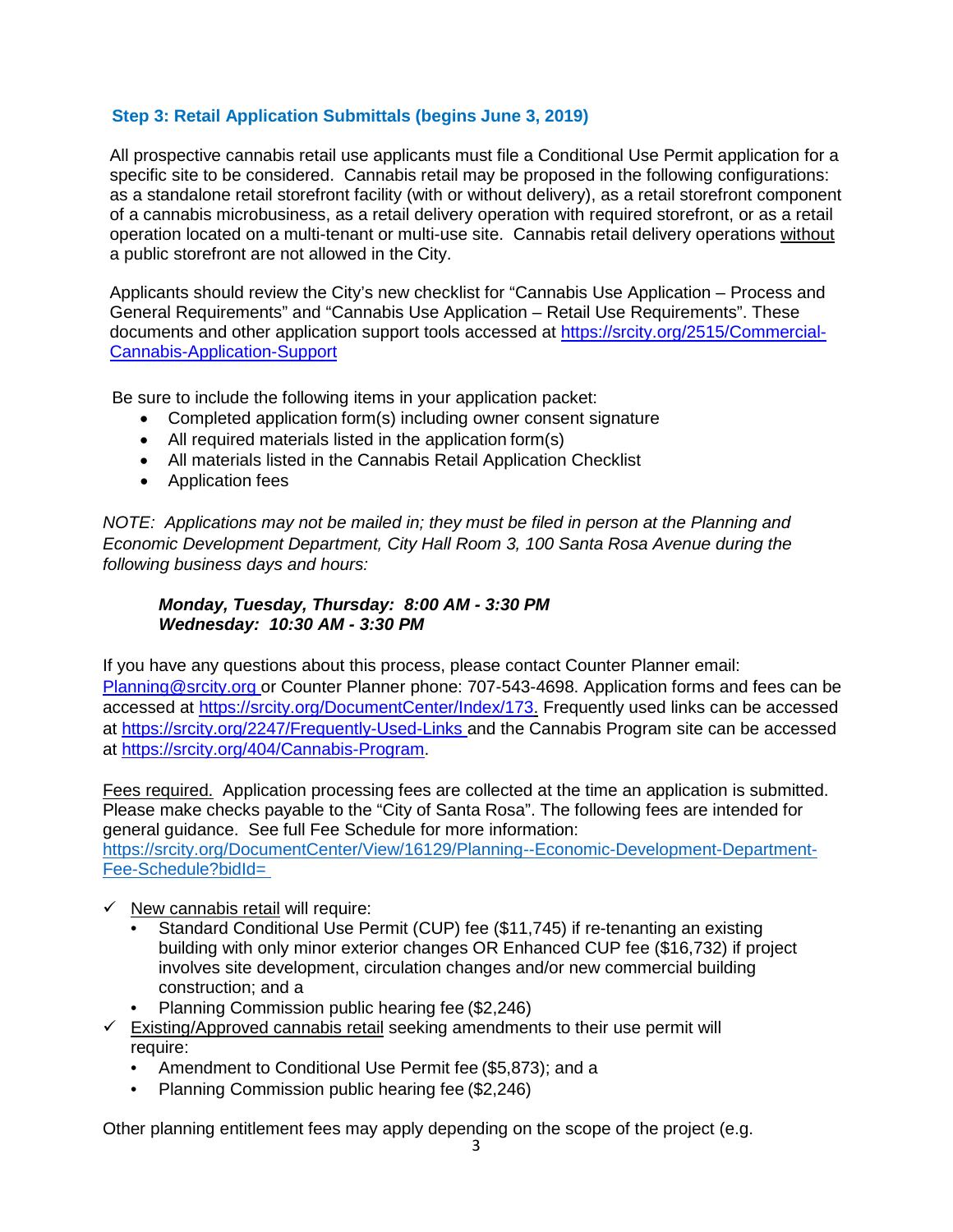### Step 3: Retail Application Submittals (begins June 3, 2019)

All prospective cannabis retail use applicants must file a Conditional Use Permit application for a specific site to be considered. Cannabis retail may be proposed in the following configurations: as a standalone retail storefront facility (with or without delivery), as a retail storefront component of a cannabis microbusiness, as a retail delivery operation with required storefront, or as a retail operation located on a multi-tenant or multi-use site. Cannabis retail delivery operations without a public storefront are not allowed in the City.

Applicants should review the City's new checklist for "Cannabis Use Application – Process and General Requirements" and "Cannabis Use Application – Retail Use Requirements". These documents and other application support tools accessed at [https://srcity.org/2515/Commercial-Cannabis-Application-Support](https://srcity.org/2515/Commercial-Cannabis-Application-Support)

Be sure to include the following items in your application packet:

- Completed application form(s) including owner consent signature
- All required materials listed in the application form(s)
- All materials listed in the Cannabis Retail Application Checklist
- Application fees

*NOTE: Applications may not be mailed in; they must be filed in person at the Planning and Economic Development Department, City Hall Room 3, 100 Santa Rosa Avenue during the following business days and hours:*

***Monday, Tuesday, Thursday: 8:00 AM - 3:30 PM***
***Wednesday: 10:30 AM - 3:30 PM***

If you have any questions about this process, please contact Counter Planner email: [Planning@srcity.org](mailto:Planning@srcity.org) or Counter Planner phone: 707-543-4698. Application forms and fees can be accessed at [https://srcity.org/DocumentCenter/Index/173](https://srcity.org/DocumentCenter/Index/173). Frequently used links can be accessed at [https://srcity.org/2247/Frequently-Used-Links](https://srcity.org/2247/Frequently-Used-Links) and the Cannabis Program site can be accessed at [https://srcity.org/404/Cannabis-Program](https://srcity.org/404/Cannabis-Program).

Fees required. Application processing fees are collected at the time an application is submitted. Please make checks payable to the "City of Santa Rosa". The following fees are intended for general guidance. See full Fee Schedule for more information: [https://srcity.org/DocumentCenter/View/16129/Planning--Economic-Development-Department-Fee-Schedule?bidId=](https://srcity.org/DocumentCenter/View/16129/Planning--Economic-Development-Department-Fee-Schedule?bidId=)

- ✓ New cannabis retail will require:
  - Standard Conditional Use Permit (CUP) fee ($11,745) if re-tenanting an existing building with only minor exterior changes OR Enhanced CUP fee ($16,732) if project involves site development, circulation changes and/or new commercial building construction; and a
  - Planning Commission public hearing fee ($2,246)
- ✓ Existing/Approved cannabis retail seeking amendments to their use permit will require:
  - Amendment to Conditional Use Permit fee ($5,873); and a
  - Planning Commission public hearing fee ($2,246)

Other planning entitlement fees may apply depending on the scope of the project (e.g.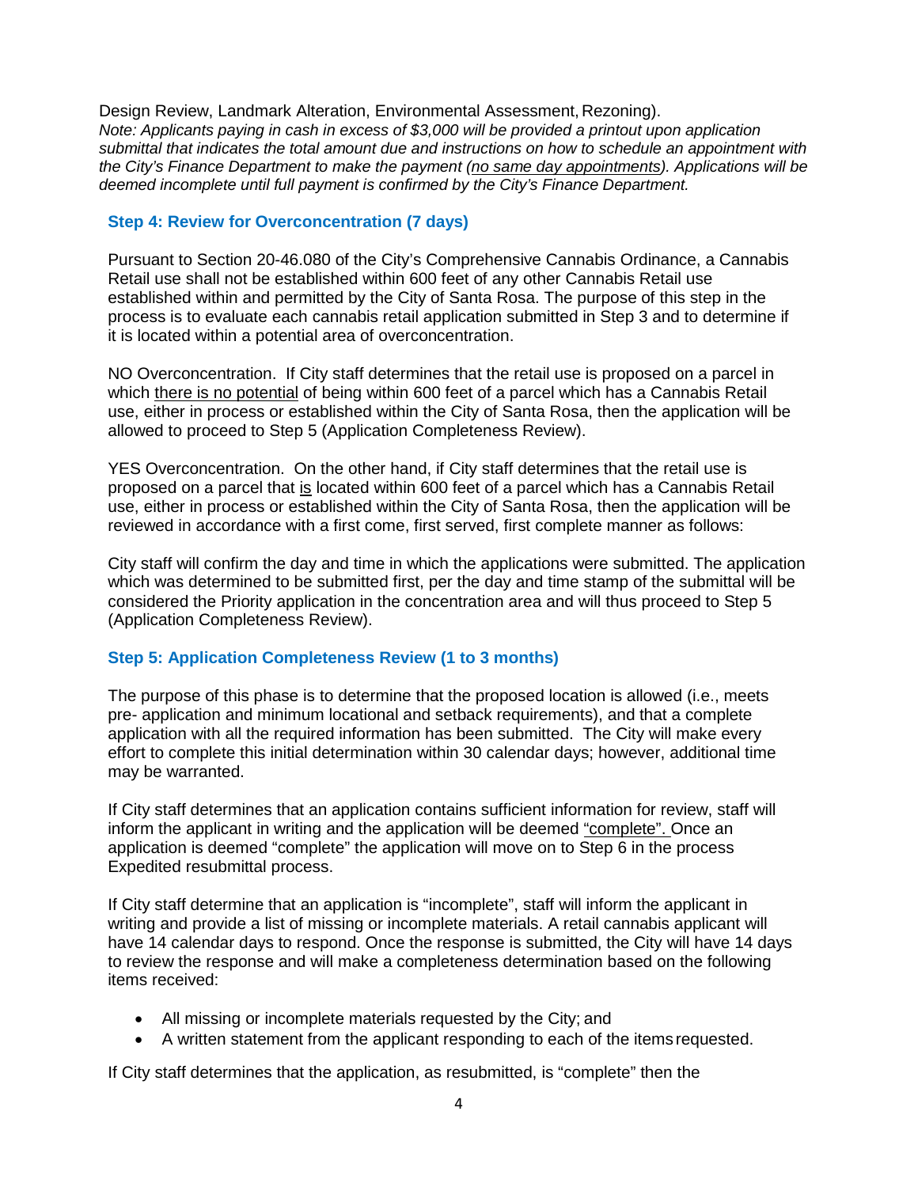Design Review, Landmark Alteration, Environmental Assessment, Rezoning).
*Note: Applicants paying in cash in excess of $3,000 will be provided a printout upon application submittal that indicates the total amount due and instructions on how to schedule an appointment with the City's Finance Department to make the payment (no same day appointments). Applications will be deemed incomplete until full payment is confirmed by the City's Finance Department.*

### Step 4: Review for Overconcentration (7 days)

Pursuant to Section 20-46.080 of the City's Comprehensive Cannabis Ordinance, a Cannabis Retail use shall not be established within 600 feet of any other Cannabis Retail use established within and permitted by the City of Santa Rosa. The purpose of this step in the process is to evaluate each cannabis retail application submitted in Step 3 and to determine if it is located within a potential area of overconcentration.

NO Overconcentration. If City staff determines that the retail use is proposed on a parcel in which there is no potential of being within 600 feet of a parcel which has a Cannabis Retail use, either in process or established within the City of Santa Rosa, then the application will be allowed to proceed to Step 5 (Application Completeness Review).

YES Overconcentration. On the other hand, if City staff determines that the retail use is proposed on a parcel that is located within 600 feet of a parcel which has a Cannabis Retail use, either in process or established within the City of Santa Rosa, then the application will be reviewed in accordance with a first come, first served, first complete manner as follows:

City staff will confirm the day and time in which the applications were submitted. The application which was determined to be submitted first, per the day and time stamp of the submittal will be considered the Priority application in the concentration area and will thus proceed to Step 5 (Application Completeness Review).

### Step 5: Application Completeness Review (1 to 3 months)

The purpose of this phase is to determine that the proposed location is allowed (i.e., meets pre- application and minimum locational and setback requirements), and that a complete application with all the required information has been submitted. The City will make every effort to complete this initial determination within 30 calendar days; however, additional time may be warranted.

If City staff determines that an application contains sufficient information for review, staff will inform the applicant in writing and the application will be deemed "complete". Once an application is deemed "complete" the application will move on to Step 6 in the process Expedited resubmittal process.

If City staff determine that an application is "incomplete", staff will inform the applicant in writing and provide a list of missing or incomplete materials. A retail cannabis applicant will have 14 calendar days to respond. Once the response is submitted, the City will have 14 days to review the response and will make a completeness determination based on the following items received:

- All missing or incomplete materials requested by the City; and
- A written statement from the applicant responding to each of the items requested.

If City staff determines that the application, as resubmitted, is "complete" then the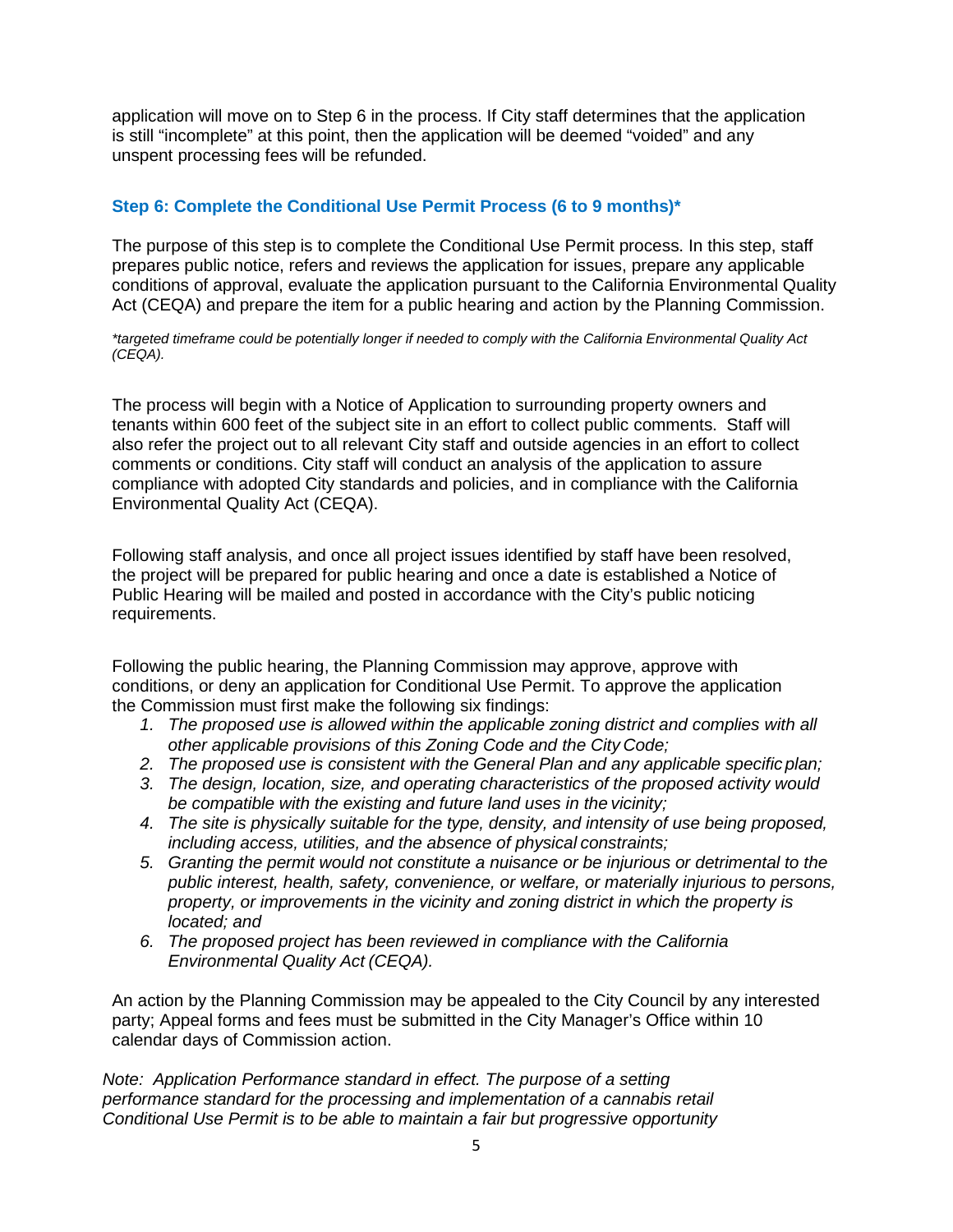application will move on to Step 6 in the process. If City staff determines that the application is still "incomplete" at this point, then the application will be deemed "voided" and any unspent processing fees will be refunded.

### Step 6: Complete the Conditional Use Permit Process (6 to 9 months)*

The purpose of this step is to complete the Conditional Use Permit process. In this step, staff prepares public notice, refers and reviews the application for issues, prepare any applicable conditions of approval, evaluate the application pursuant to the California Environmental Quality Act (CEQA) and prepare the item for a public hearing and action by the Planning Commission.

*\*targeted timeframe could be potentially longer if needed to comply with the California Environmental Quality Act (CEQA).*

The process will begin with a Notice of Application to surrounding property owners and tenants within 600 feet of the subject site in an effort to collect public comments. Staff will also refer the project out to all relevant City staff and outside agencies in an effort to collect comments or conditions. City staff will conduct an analysis of the application to assure compliance with adopted City standards and policies, and in compliance with the California Environmental Quality Act (CEQA).

Following staff analysis, and once all project issues identified by staff have been resolved, the project will be prepared for public hearing and once a date is established a Notice of Public Hearing will be mailed and posted in accordance with the City's public noticing requirements.

Following the public hearing, the Planning Commission may approve, approve with conditions, or deny an application for Conditional Use Permit. To approve the application the Commission must first make the following six findings:

1. *The proposed use is allowed within the applicable zoning district and complies with all other applicable provisions of this Zoning Code and the City Code;*
2. *The proposed use is consistent with the General Plan and any applicable specific plan;*
3. *The design, location, size, and operating characteristics of the proposed activity would be compatible with the existing and future land uses in the vicinity;*
4. *The site is physically suitable for the type, density, and intensity of use being proposed, including access, utilities, and the absence of physical constraints;*
5. *Granting the permit would not constitute a nuisance or be injurious or detrimental to the public interest, health, safety, convenience, or welfare, or materially injurious to persons, property, or improvements in the vicinity and zoning district in which the property is located; and*
6. *The proposed project has been reviewed in compliance with the California Environmental Quality Act (CEQA).*

An action by the Planning Commission may be appealed to the City Council by any interested party; Appeal forms and fees must be submitted in the City Manager's Office within 10 calendar days of Commission action.

*Note: Application Performance standard in effect. The purpose of a setting performance standard for the processing and implementation of a cannabis retail Conditional Use Permit is to be able to maintain a fair but progressive opportunity*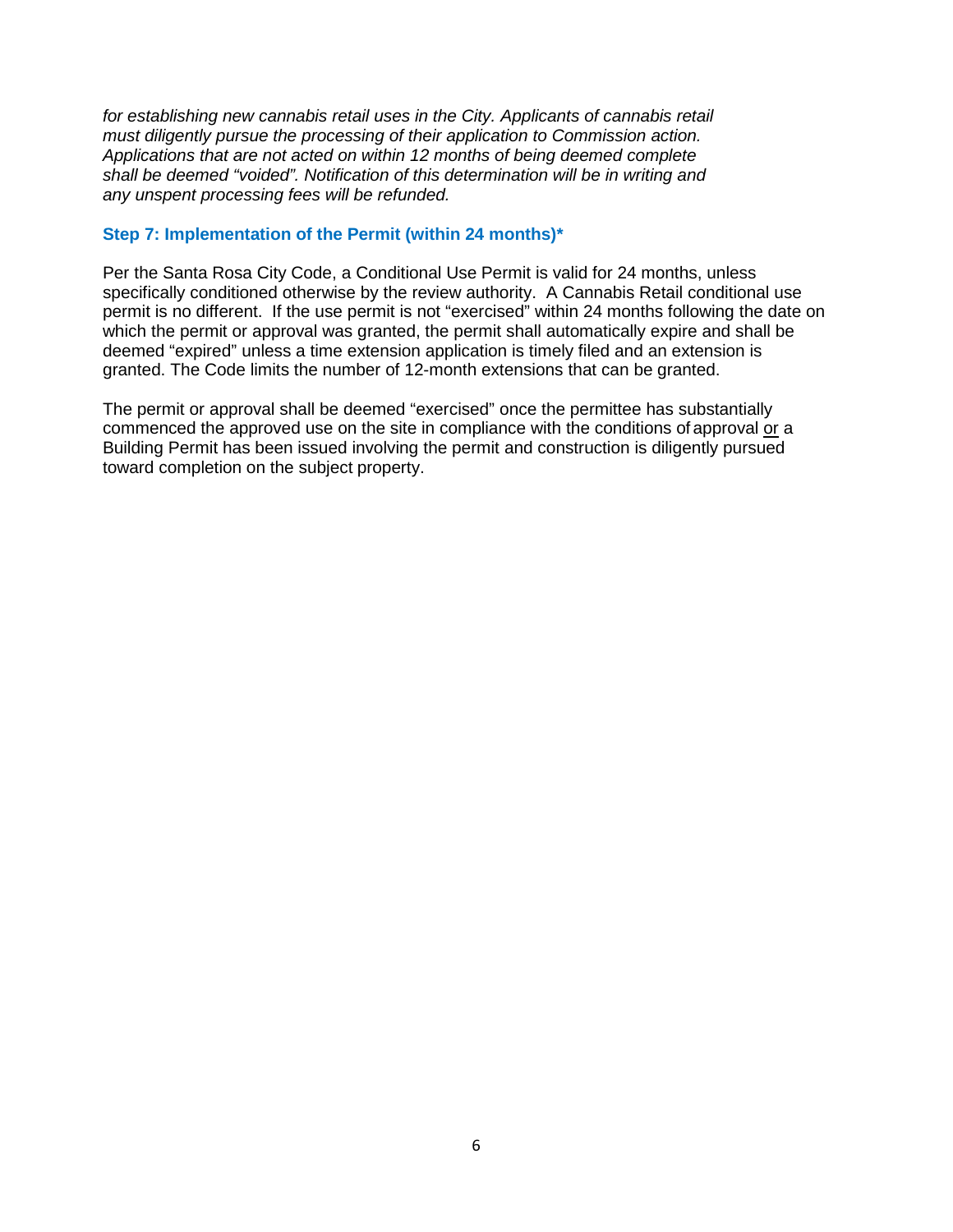*for establishing new cannabis retail uses in the City. Applicants of cannabis retail must diligently pursue the processing of their application to Commission action. Applications that are not acted on within 12 months of being deemed complete shall be deemed "voided". Notification of this determination will be in writing and any unspent processing fees will be refunded.*

### Step 7: Implementation of the Permit (within 24 months)*

Per the Santa Rosa City Code, a Conditional Use Permit is valid for 24 months, unless specifically conditioned otherwise by the review authority. A Cannabis Retail conditional use permit is no different. If the use permit is not "exercised" within 24 months following the date on which the permit or approval was granted, the permit shall automatically expire and shall be deemed "expired" unless a time extension application is timely filed and an extension is granted. The Code limits the number of 12-month extensions that can be granted.

The permit or approval shall be deemed "exercised" once the permittee has substantially commenced the approved use on the site in compliance with the conditions of approval <u>or</u> a Building Permit has been issued involving the permit and construction is diligently pursued toward completion on the subject property.